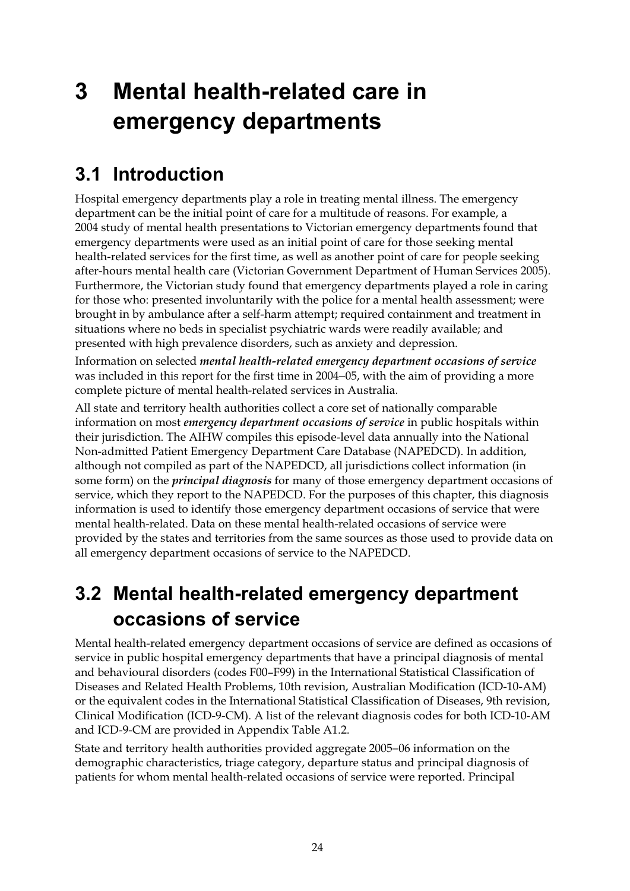# 3 Mental health-related care in emergency departments

## 3.1 Introduction

Hospital emergency departments play a role in treating mental illness. The emergency department can be the initial point of care for a multitude of reasons. For example, a 2004 study of mental health presentations to Victorian emergency departments found that emergency departments were used as an initial point of care for those seeking mental health-related services for the first time, as well as another point of care for people seeking after-hours mental health care (Victorian Government Department of Human Services 2005). Furthermore, the Victorian study found that emergency departments played a role in caring for those who: presented involuntarily with the police for a mental health assessment; were brought in by ambulance after a self-harm attempt; required containment and treatment in situations where no beds in specialist psychiatric wards were readily available; and presented with high prevalence disorders, such as anxiety and depression.

Information on selected ***mental health-related emergency department occasions of service*** was included in this report for the first time in 2004–05, with the aim of providing a more complete picture of mental health-related services in Australia.

All state and territory health authorities collect a core set of nationally comparable information on most ***emergency department occasions of service*** in public hospitals within their jurisdiction. The AIHW compiles this episode-level data annually into the National Non-admitted Patient Emergency Department Care Database (NAPEDCD). In addition, although not compiled as part of the NAPEDCD, all jurisdictions collect information (in some form) on the ***principal diagnosis*** for many of those emergency department occasions of service, which they report to the NAPEDCD. For the purposes of this chapter, this diagnosis information is used to identify those emergency department occasions of service that were mental health-related. Data on these mental health-related occasions of service were provided by the states and territories from the same sources as those used to provide data on all emergency department occasions of service to the NAPEDCD.

## 3.2 Mental health-related emergency department occasions of service

Mental health-related emergency department occasions of service are defined as occasions of service in public hospital emergency departments that have a principal diagnosis of mental and behavioural disorders (codes F00–F99) in the International Statistical Classification of Diseases and Related Health Problems, 10th revision, Australian Modification (ICD-10-AM) or the equivalent codes in the International Statistical Classification of Diseases, 9th revision, Clinical Modification (ICD-9-CM). A list of the relevant diagnosis codes for both ICD-10-AM and ICD-9-CM are provided in Appendix Table A1.2.

State and territory health authorities provided aggregate 2005–06 information on the demographic characteristics, triage category, departure status and principal diagnosis of patients for whom mental health-related occasions of service were reported. Principal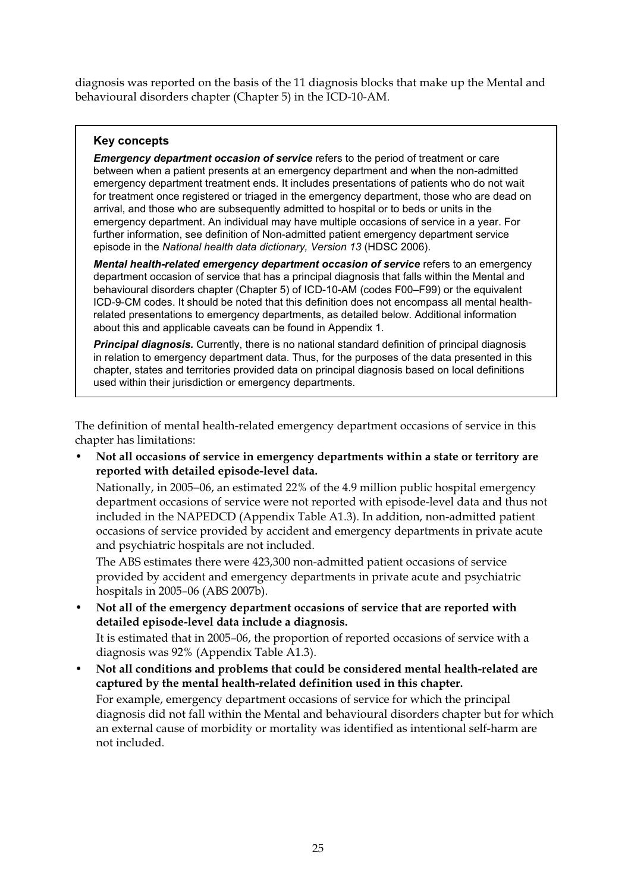diagnosis was reported on the basis of the 11 diagnosis blocks that make up the Mental and behavioural disorders chapter (Chapter 5) in the ICD-10-AM.

> **Key concepts**
>
> ***Emergency department occasion of service*** refers to the period of treatment or care between when a patient presents at an emergency department and when the non-admitted emergency department treatment ends. It includes presentations of patients who do not wait for treatment once registered or triaged in the emergency department, those who are dead on arrival, and those who are subsequently admitted to hospital or to beds or units in the emergency department. An individual may have multiple occasions of service in a year. For further information, see definition of Non-admitted patient emergency department service episode in the *National health data dictionary, Version 13* (HDSC 2006).
>
> ***Mental health-related emergency department occasion of service*** refers to an emergency department occasion of service that has a principal diagnosis that falls within the Mental and behavioural disorders chapter (Chapter 5) of ICD-10-AM (codes F00–F99) or the equivalent ICD-9-CM codes. It should be noted that this definition does not encompass all mental health-related presentations to emergency departments, as detailed below. Additional information about this and applicable caveats can be found in Appendix 1.
>
> ***Principal diagnosis.*** Currently, there is no national standard definition of principal diagnosis in relation to emergency department data. Thus, for the purposes of the data presented in this chapter, states and territories provided data on principal diagnosis based on local definitions used within their jurisdiction or emergency departments.

The definition of mental health-related emergency department occasions of service in this chapter has limitations:

- **Not all occasions of service in emergency departments within a state or territory are reported with detailed episode-level data.**

  Nationally, in 2005–06, an estimated 22% of the 4.9 million public hospital emergency department occasions of service were not reported with episode-level data and thus not included in the NAPEDCD (Appendix Table A1.3). In addition, non-admitted patient occasions of service provided by accident and emergency departments in private acute and psychiatric hospitals are not included.

  The ABS estimates there were 423,300 non-admitted patient occasions of service provided by accident and emergency departments in private acute and psychiatric hospitals in 2005–06 (ABS 2007b).

- **Not all of the emergency department occasions of service that are reported with detailed episode-level data include a diagnosis.**

  It is estimated that in 2005–06, the proportion of reported occasions of service with a diagnosis was 92% (Appendix Table A1.3).

- **Not all conditions and problems that could be considered mental health-related are captured by the mental health-related definition used in this chapter.**

  For example, emergency department occasions of service for which the principal diagnosis did not fall within the Mental and behavioural disorders chapter but for which an external cause of morbidity or mortality was identified as intentional self-harm are not included.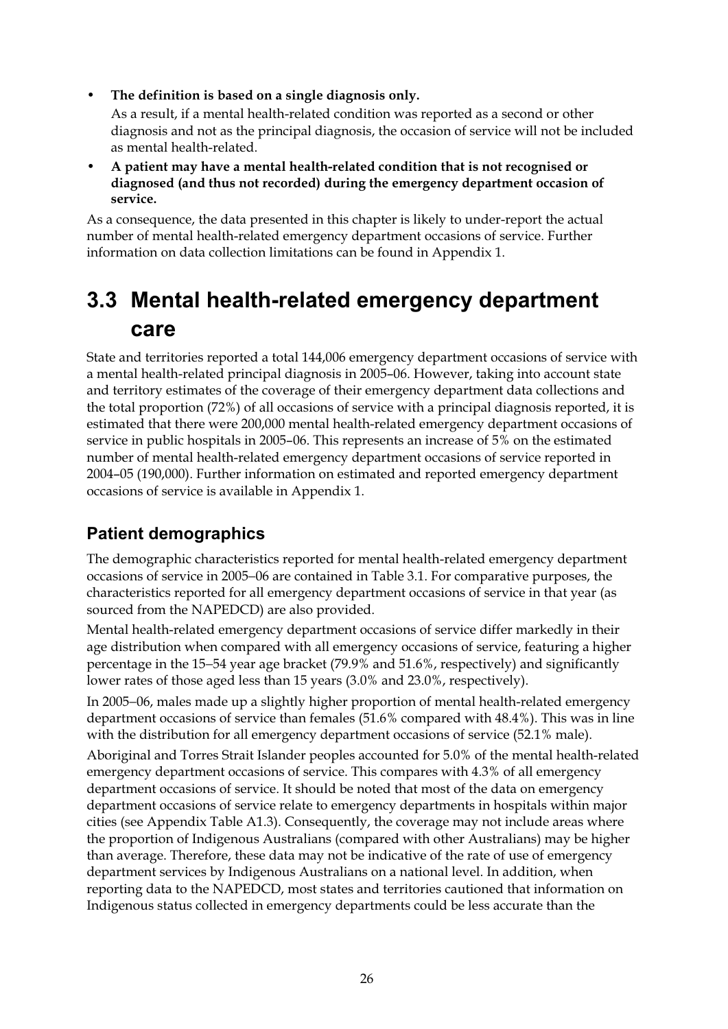- **The definition is based on a single diagnosis only.**

  As a result, if a mental health-related condition was reported as a second or other diagnosis and not as the principal diagnosis, the occasion of service will not be included as mental health-related.

- **A patient may have a mental health-related condition that is not recognised or diagnosed (and thus not recorded) during the emergency department occasion of service.**

As a consequence, the data presented in this chapter is likely to under-report the actual number of mental health-related emergency department occasions of service. Further information on data collection limitations can be found in Appendix 1.

## 3.3 Mental health-related emergency department care

State and territories reported a total 144,006 emergency department occasions of service with a mental health-related principal diagnosis in 2005–06. However, taking into account state and territory estimates of the coverage of their emergency department data collections and the total proportion (72%) of all occasions of service with a principal diagnosis reported, it is estimated that there were 200,000 mental health-related emergency department occasions of service in public hospitals in 2005–06. This represents an increase of 5% on the estimated number of mental health-related emergency department occasions of service reported in 2004–05 (190,000). Further information on estimated and reported emergency department occasions of service is available in Appendix 1.

### Patient demographics

The demographic characteristics reported for mental health-related emergency department occasions of service in 2005–06 are contained in Table 3.1. For comparative purposes, the characteristics reported for all emergency department occasions of service in that year (as sourced from the NAPEDCD) are also provided.

Mental health-related emergency department occasions of service differ markedly in their age distribution when compared with all emergency occasions of service, featuring a higher percentage in the 15–54 year age bracket (79.9% and 51.6%, respectively) and significantly lower rates of those aged less than 15 years (3.0% and 23.0%, respectively).

In 2005–06, males made up a slightly higher proportion of mental health-related emergency department occasions of service than females (51.6% compared with 48.4%). This was in line with the distribution for all emergency department occasions of service (52.1% male).

Aboriginal and Torres Strait Islander peoples accounted for 5.0% of the mental health-related emergency department occasions of service. This compares with 4.3% of all emergency department occasions of service. It should be noted that most of the data on emergency department occasions of service relate to emergency departments in hospitals within major cities (see Appendix Table A1.3). Consequently, the coverage may not include areas where the proportion of Indigenous Australians (compared with other Australians) may be higher than average. Therefore, these data may not be indicative of the rate of use of emergency department services by Indigenous Australians on a national level. In addition, when reporting data to the NAPEDCD, most states and territories cautioned that information on Indigenous status collected in emergency departments could be less accurate than the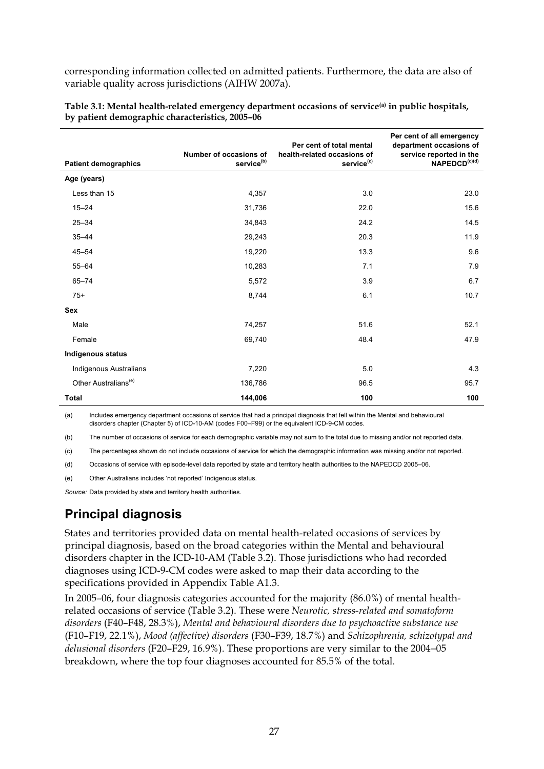corresponding information collected on admitted patients. Furthermore, the data are also of variable quality across jurisdictions (AIHW 2007a).

**Table 3.1: Mental health-related emergency department occasions of service[(a)] in public hospitals, by patient demographic characteristics, 2005–06**

| Patient demographics | Number of occasions of service[(b)] | Per cent of total mental health-related occasions of service[(c)] | Per cent of all emergency department occasions of service reported in the NAPEDCD[(c)(d)] |
|---|---|---|---|
| **Age (years)** | | | |
| Less than 15 | 4,357 | 3.0 | 23.0 |
| 15–24 | 31,736 | 22.0 | 15.6 |
| 25–34 | 34,843 | 24.2 | 14.5 |
| 35–44 | 29,243 | 20.3 | 11.9 |
| 45–54 | 19,220 | 13.3 | 9.6 |
| 55–64 | 10,283 | 7.1 | 7.9 |
| 65–74 | 5,572 | 3.9 | 6.7 |
| 75+ | 8,744 | 6.1 | 10.7 |
| **Sex** | | | |
| Male | 74,257 | 51.6 | 52.1 |
| Female | 69,740 | 48.4 | 47.9 |
| **Indigenous status** | | | |
| Indigenous Australians | 7,220 | 5.0 | 4.3 |
| Other Australians[(e)] | 136,786 | 96.5 | 95.7 |
| **Total** | **144,006** | **100** | **100** |

(a) Includes emergency department occasions of service that had a principal diagnosis that fell within the Mental and behavioural disorders chapter (Chapter 5) of ICD-10-AM (codes F00–F99) or the equivalent ICD-9-CM codes.

(b) The number of occasions of service for each demographic variable may not sum to the total due to missing and/or not reported data.

(c) The percentages shown do not include occasions of service for which the demographic information was missing and/or not reported.

(d) Occasions of service with episode-level data reported by state and territory health authorities to the NAPEDCD 2005–06.

(e) Other Australians includes 'not reported' Indigenous status.

*Source:* Data provided by state and territory health authorities.

## Principal diagnosis

States and territories provided data on mental health-related occasions of services by principal diagnosis, based on the broad categories within the Mental and behavioural disorders chapter in the ICD-10-AM (Table 3.2). Those jurisdictions who had recorded diagnoses using ICD-9-CM codes were asked to map their data according to the specifications provided in Appendix Table A1.3.

In 2005–06, four diagnosis categories accounted for the majority (86.0%) of mental health-related occasions of service (Table 3.2). These were *Neurotic, stress-related and somatoform disorders* (F40–F48, 28.3%), *Mental and behavioural disorders due to psychoactive substance use* (F10–F19, 22.1%), *Mood (affective) disorders* (F30–F39, 18.7%) and *Schizophrenia, schizotypal and delusional disorders* (F20–F29, 16.9%). These proportions are very similar to the 2004–05 breakdown, where the top four diagnoses accounted for 85.5% of the total.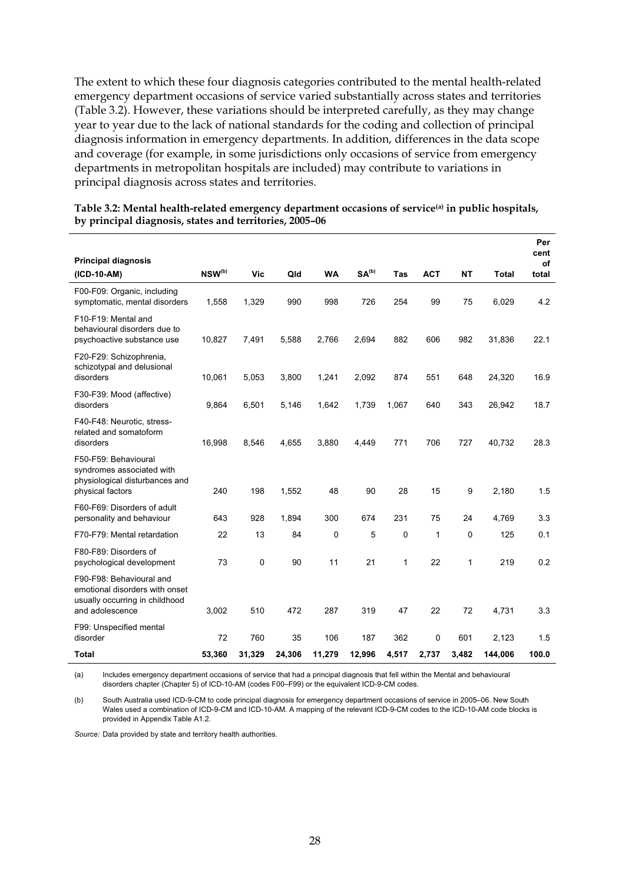The extent to which these four diagnosis categories contributed to the mental health-related emergency department occasions of service varied substantially across states and territories (Table 3.2). However, these variations should be interpreted carefully, as they may change year to year due to the lack of national standards for the coding and collection of principal diagnosis information in emergency departments. In addition, differences in the data scope and coverage (for example, in some jurisdictions only occasions of service from emergency departments in metropolitan hospitals are included) may contribute to variations in principal diagnosis across states and territories.

**Table 3.2: Mental health-related emergency department occasions of service[(a)] in public hospitals, by principal diagnosis, states and territories, 2005–06**

| Principal diagnosis (ICD-10-AM) | NSW[(b)] | Vic | Qld | WA | SA[(b)] | Tas | ACT | NT | Total | Per cent of total |
|---|---|---|---|---|---|---|---|---|---|---|
| F00-F09: Organic, including symptomatic, mental disorders | 1,558 | 1,329 | 990 | 998 | 726 | 254 | 99 | 75 | 6,029 | 4.2 |
| F10-F19: Mental and behavioural disorders due to psychoactive substance use | 10,827 | 7,491 | 5,588 | 2,766 | 2,694 | 882 | 606 | 982 | 31,836 | 22.1 |
| F20-F29: Schizophrenia, schizotypal and delusional disorders | 10,061 | 5,053 | 3,800 | 1,241 | 2,092 | 874 | 551 | 648 | 24,320 | 16.9 |
| F30-F39: Mood (affective) disorders | 9,864 | 6,501 | 5,146 | 1,642 | 1,739 | 1,067 | 640 | 343 | 26,942 | 18.7 |
| F40-F48: Neurotic, stress-related and somatoform disorders | 16,998 | 8,546 | 4,655 | 3,880 | 4,449 | 771 | 706 | 727 | 40,732 | 28.3 |
| F50-F59: Behavioural syndromes associated with physiological disturbances and physical factors | 240 | 198 | 1,552 | 48 | 90 | 28 | 15 | 9 | 2,180 | 1.5 |
| F60-F69: Disorders of adult personality and behaviour | 643 | 928 | 1,894 | 300 | 674 | 231 | 75 | 24 | 4,769 | 3.3 |
| F70-F79: Mental retardation | 22 | 13 | 84 | 0 | 5 | 0 | 1 | 0 | 125 | 0.1 |
| F80-F89: Disorders of psychological development | 73 | 0 | 90 | 11 | 21 | 1 | 22 | 1 | 219 | 0.2 |
| F90-F98: Behavioural and emotional disorders with onset usually occurring in childhood and adolescence | 3,002 | 510 | 472 | 287 | 319 | 47 | 22 | 72 | 4,731 | 3.3 |
| F99: Unspecified mental disorder | 72 | 760 | 35 | 106 | 187 | 362 | 0 | 601 | 2,123 | 1.5 |
| **Total** | **53,360** | **31,329** | **24,306** | **11,279** | **12,996** | **4,517** | **2,737** | **3,482** | **144,006** | **100.0** |

(a) Includes emergency department occasions of service that had a principal diagnosis that fell within the Mental and behavioural disorders chapter (Chapter 5) of ICD-10-AM (codes F00–F99) or the equivalent ICD-9-CM codes.

(b) South Australia used ICD-9-CM to code principal diagnosis for emergency department occasions of service in 2005–06. New South Wales used a combination of ICD-9-CM and ICD-10-AM. A mapping of the relevant ICD-9-CM codes to the ICD-10-AM code blocks is provided in Appendix Table A1.2.

*Source:* Data provided by state and territory health authorities.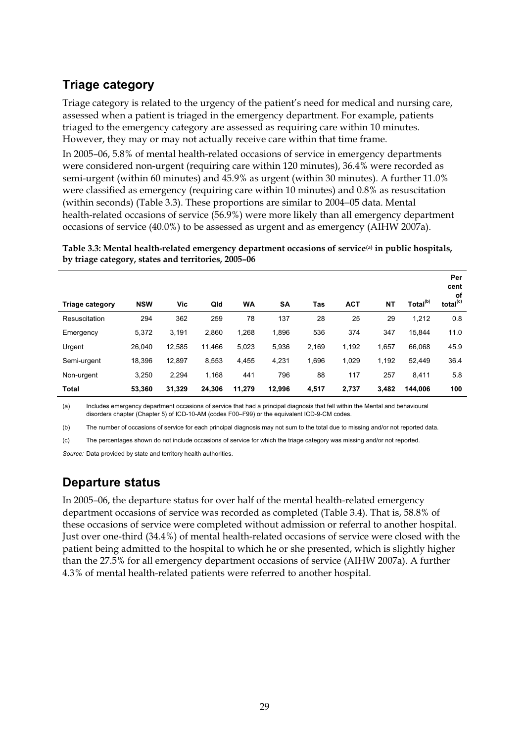## Triage category

Triage category is related to the urgency of the patient's need for medical and nursing care, assessed when a patient is triaged in the emergency department. For example, patients triaged to the emergency category are assessed as requiring care within 10 minutes. However, they may or may not actually receive care within that time frame.

In 2005–06, 5.8% of mental health-related occasions of service in emergency departments were considered non-urgent (requiring care within 120 minutes), 36.4% were recorded as semi-urgent (within 60 minutes) and 45.9% as urgent (within 30 minutes). A further 11.0% were classified as emergency (requiring care within 10 minutes) and 0.8% as resuscitation (within seconds) (Table 3.3). These proportions are similar to 2004–05 data. Mental health-related occasions of service (56.9%) were more likely than all emergency department occasions of service (40.0%) to be assessed as urgent and as emergency (AIHW 2007a).

**Table 3.3: Mental health-related emergency department occasions of service[(a)] in public hospitals, by triage category, states and territories, 2005–06**

| Triage category | NSW | Vic | Qld | WA | SA | Tas | ACT | NT | Total[(b)] | Per cent of total[(c)] |
|---|---|---|---|---|---|---|---|---|---|---|
| Resuscitation | 294 | 362 | 259 | 78 | 137 | 28 | 25 | 29 | 1,212 | 0.8 |
| Emergency | 5,372 | 3,191 | 2,860 | 1,268 | 1,896 | 536 | 374 | 347 | 15,844 | 11.0 |
| Urgent | 26,040 | 12,585 | 11,466 | 5,023 | 5,936 | 2,169 | 1,192 | 1,657 | 66,068 | 45.9 |
| Semi-urgent | 18,396 | 12,897 | 8,553 | 4,455 | 4,231 | 1,696 | 1,029 | 1,192 | 52,449 | 36.4 |
| Non-urgent | 3,250 | 2,294 | 1,168 | 441 | 796 | 88 | 117 | 257 | 8,411 | 5.8 |
| **Total** | **53,360** | **31,329** | **24,306** | **11,279** | **12,996** | **4,517** | **2,737** | **3,482** | **144,006** | **100** |

(a) Includes emergency department occasions of service that had a principal diagnosis that fell within the Mental and behavioural disorders chapter (Chapter 5) of ICD-10-AM (codes F00–F99) or the equivalent ICD-9-CM codes.

(b) The number of occasions of service for each principal diagnosis may not sum to the total due to missing and/or not reported data.

(c) The percentages shown do not include occasions of service for which the triage category was missing and/or not reported.

*Source:* Data provided by state and territory health authorities.

## Departure status

In 2005–06, the departure status for over half of the mental health-related emergency department occasions of service was recorded as completed (Table 3.4). That is, 58.8% of these occasions of service were completed without admission or referral to another hospital. Just over one-third (34.4%) of mental health-related occasions of service were closed with the patient being admitted to the hospital to which he or she presented, which is slightly higher than the 27.5% for all emergency department occasions of service (AIHW 2007a). A further 4.3% of mental health-related patients were referred to another hospital.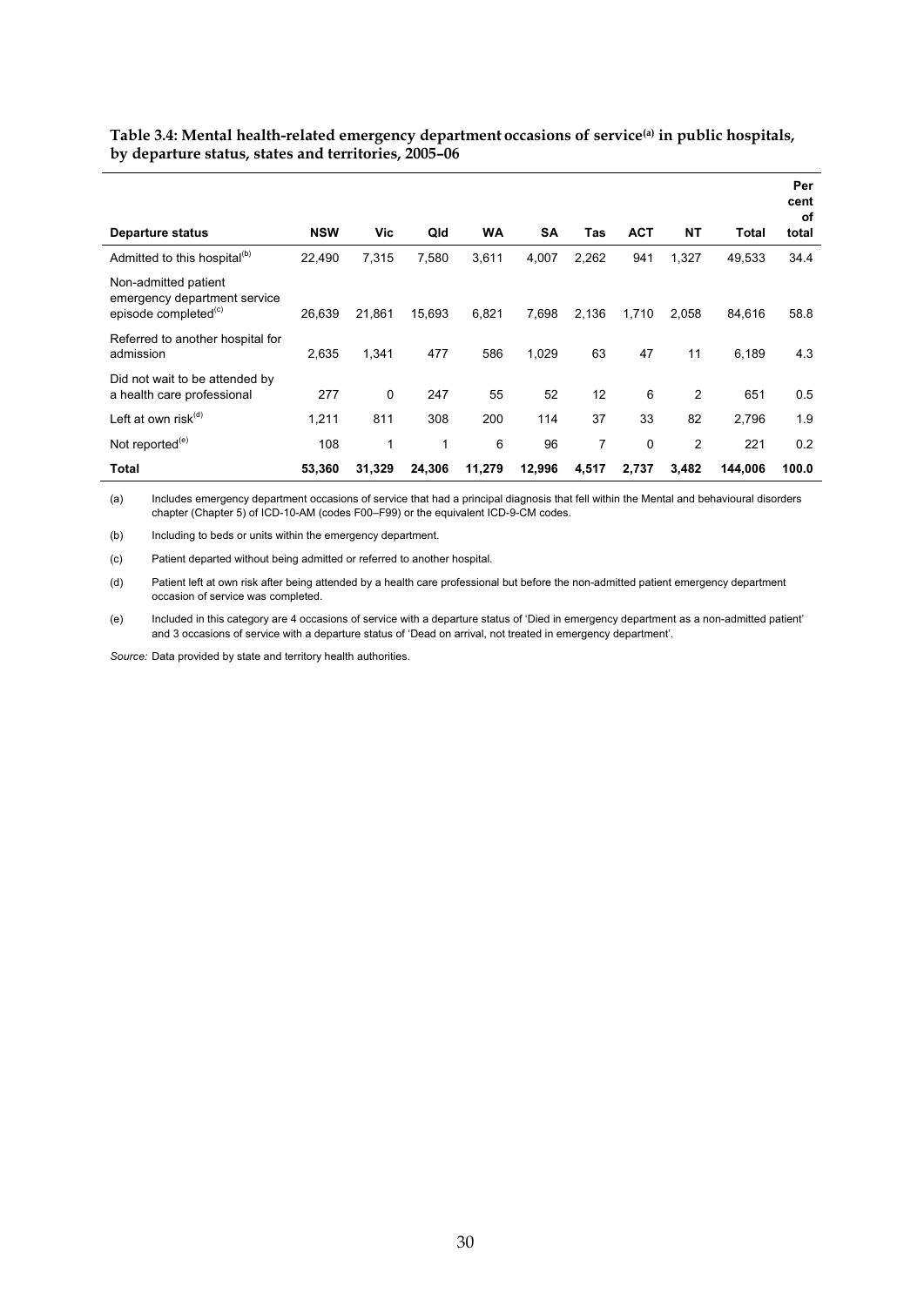**Table 3.4: Mental health-related emergency department occasions of service[(a)] in public hospitals, by departure status, states and territories, 2005–06**

| Departure status | NSW | Vic | Qld | WA | SA | Tas | ACT | NT | Total | Per cent of total |
|---|---|---|---|---|---|---|---|---|---|---|
| Admitted to this hospital[(b)] | 22,490 | 7,315 | 7,580 | 3,611 | 4,007 | 2,262 | 941 | 1,327 | 49,533 | 34.4 |
| Non-admitted patient emergency department service episode completed[(c)] | 26,639 | 21,861 | 15,693 | 6,821 | 7,698 | 2,136 | 1,710 | 2,058 | 84,616 | 58.8 |
| Referred to another hospital for admission | 2,635 | 1,341 | 477 | 586 | 1,029 | 63 | 47 | 11 | 6,189 | 4.3 |
| Did not wait to be attended by a health care professional | 277 | 0 | 247 | 55 | 52 | 12 | 6 | 2 | 651 | 0.5 |
| Left at own risk[(d)] | 1,211 | 811 | 308 | 200 | 114 | 37 | 33 | 82 | 2,796 | 1.9 |
| Not reported[(e)] | 108 | 1 | 1 | 6 | 96 | 7 | 0 | 2 | 221 | 0.2 |
| **Total** | **53,360** | **31,329** | **24,306** | **11,279** | **12,996** | **4,517** | **2,737** | **3,482** | **144,006** | **100.0** |

(a) Includes emergency department occasions of service that had a principal diagnosis that fell within the Mental and behavioural disorders chapter (Chapter 5) of ICD-10-AM (codes F00–F99) or the equivalent ICD-9-CM codes.

(b) Including to beds or units within the emergency department.

(c) Patient departed without being admitted or referred to another hospital.

(d) Patient left at own risk after being attended by a health care professional but before the non-admitted patient emergency department occasion of service was completed.

(e) Included in this category are 4 occasions of service with a departure status of 'Died in emergency department as a non-admitted patient' and 3 occasions of service with a departure status of 'Dead on arrival, not treated in emergency department'.

*Source:* Data provided by state and territory health authorities.